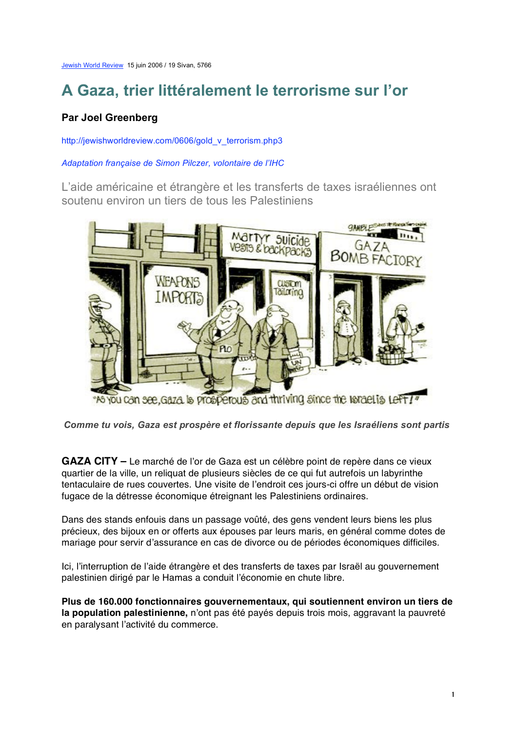Jewish World Review 15 juin 2006 / 19 Sivan, 5766

# A Gaza, trier littéralement le terrorisme sur l'or

### Par Joel Greenberg

http://jewishworldreview.com/0606/gold_v_terrorism.php3

*Adaptation française de Simon Pilczer, volontaire de l'IHC*

L'aide américaine et étrangère et les transferts de taxes israéliennes ont soutenu environ un tiers de tous les Palestiniens

***Comme tu vois, Gaza est prospère et florissante depuis que les Israéliens sont partis***

**GAZA CITY –** Le marché de l'or de Gaza est un célèbre point de repère dans ce vieux quartier de la ville, un reliquat de plusieurs siècles de ce qui fut autrefois un labyrinthe tentaculaire de rues couvertes. Une visite de l'endroit ces jours-ci offre un début de vision fugace de la détresse économique étreignant les Palestiniens ordinaires.

Dans des stands enfouis dans un passage voûté, des gens vendent leurs biens les plus précieux, des bijoux en or offerts aux épouses par leurs maris, en général comme dotes de mariage pour servir d'assurance en cas de divorce ou de périodes économiques difficiles.

Ici, l'interruption de l'aide étrangère et des transferts de taxes par Israël au gouvernement palestinien dirigé par le Hamas a conduit l'économie en chute libre.

**Plus de 160.000 fonctionnaires gouvernementaux, qui soutiennent environ un tiers de la population palestinienne,** n'ont pas été payés depuis trois mois, aggravant la pauvreté en paralysant l'activité du commerce.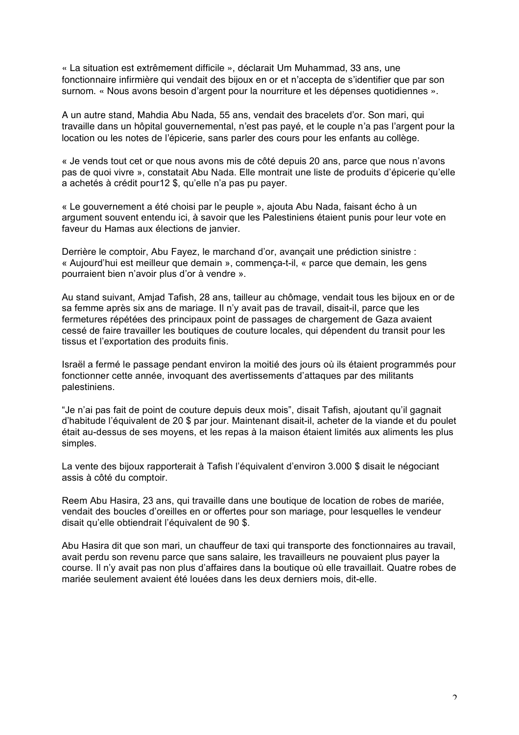« La situation est extrêmement difficile », déclarait Um Muhammad, 33 ans, une fonctionnaire infirmière qui vendait des bijoux en or et n'accepta de s'identifier que par son surnom. « Nous avons besoin d'argent pour la nourriture et les dépenses quotidiennes ».

A un autre stand, Mahdia Abu Nada, 55 ans, vendait des bracelets d'or. Son mari, qui travaille dans un hôpital gouvernemental, n'est pas payé, et le couple n'a pas l'argent pour la location ou les notes de l'épicerie, sans parler des cours pour les enfants au collège.

« Je vends tout cet or que nous avons mis de côté depuis 20 ans, parce que nous n'avons pas de quoi vivre », constatait Abu Nada. Elle montrait une liste de produits d'épicerie qu'elle a achetés à crédit pour12 $, qu'elle n'a pas pu payer.

« Le gouvernement a été choisi par le peuple », ajouta Abu Nada, faisant écho à un argument souvent entendu ici, à savoir que les Palestiniens étaient punis pour leur vote en faveur du Hamas aux élections de janvier.

Derrière le comptoir, Abu Fayez, le marchand d'or, avançait une prédiction sinistre : « Aujourd'hui est meilleur que demain », commença-t-il, « parce que demain, les gens pourraient bien n'avoir plus d'or à vendre ».

Au stand suivant, Amjad Tafish, 28 ans, tailleur au chômage, vendait tous les bijoux en or de sa femme après six ans de mariage. Il n'y avait pas de travail, disait-il, parce que les fermetures répétées des principaux point de passages de chargement de Gaza avaient cessé de faire travailler les boutiques de couture locales, qui dépendent du transit pour les tissus et l'exportation des produits finis.

Israël a fermé le passage pendant environ la moitié des jours où ils étaient programmés pour fonctionner cette année, invoquant des avertissements d'attaques par des militants palestiniens.

"Je n'ai pas fait de point de couture depuis deux mois", disait Tafish, ajoutant qu'il gagnait d'habitude l'équivalent de 20 $ par jour. Maintenant disait-il, acheter de la viande et du poulet était au-dessus de ses moyens, et les repas à la maison étaient limités aux aliments les plus simples.

La vente des bijoux rapporterait à Tafish l'équivalent d'environ 3.000 $ disait le négociant assis à côté du comptoir.

Reem Abu Hasira, 23 ans, qui travaille dans une boutique de location de robes de mariée, vendait des boucles d'oreilles en or offertes pour son mariage, pour lesquelles le vendeur disait qu'elle obtiendrait l'équivalent de 90 $.

Abu Hasira dit que son mari, un chauffeur de taxi qui transporte des fonctionnaires au travail, avait perdu son revenu parce que sans salaire, les travailleurs ne pouvaient plus payer la course. Il n'y avait pas non plus d'affaires dans la boutique où elle travaillait. Quatre robes de mariée seulement avaient été louées dans les deux derniers mois, dit-elle.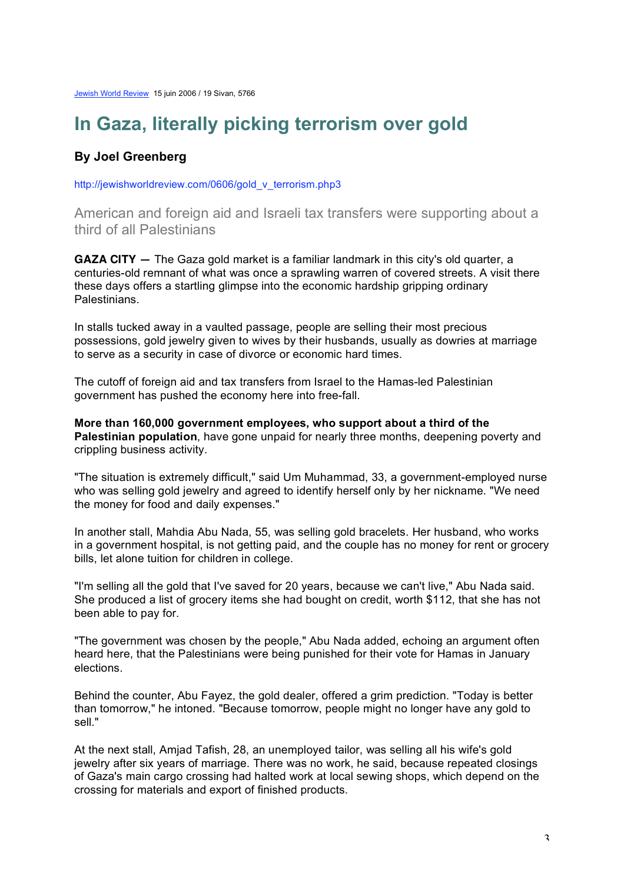[Jewish World Review](http://jewishworldreview.com) 15 juin 2006 / 19 Sivan, 5766

# In Gaza, literally picking terrorism over gold

### By Joel Greenberg

http://jewishworldreview.com/0606/gold_v_terrorism.php3

American and foreign aid and Israeli tax transfers were supporting about a third of all Palestinians

**GAZA CITY —** The Gaza gold market is a familiar landmark in this city's old quarter, a centuries-old remnant of what was once a sprawling warren of covered streets. A visit there these days offers a startling glimpse into the economic hardship gripping ordinary Palestinians.

In stalls tucked away in a vaulted passage, people are selling their most precious possessions, gold jewelry given to wives by their husbands, usually as dowries at marriage to serve as a security in case of divorce or economic hard times.

The cutoff of foreign aid and tax transfers from Israel to the Hamas-led Palestinian government has pushed the economy here into free-fall.

**More than 160,000 government employees, who support about a third of the Palestinian population**, have gone unpaid for nearly three months, deepening poverty and crippling business activity.

"The situation is extremely difficult," said Um Muhammad, 33, a government-employed nurse who was selling gold jewelry and agreed to identify herself only by her nickname. "We need the money for food and daily expenses."

In another stall, Mahdia Abu Nada, 55, was selling gold bracelets. Her husband, who works in a government hospital, is not getting paid, and the couple has no money for rent or grocery bills, let alone tuition for children in college.

"I'm selling all the gold that I've saved for 20 years, because we can't live," Abu Nada said. She produced a list of grocery items she had bought on credit, worth $112, that she has not been able to pay for.

"The government was chosen by the people," Abu Nada added, echoing an argument often heard here, that the Palestinians were being punished for their vote for Hamas in January elections.

Behind the counter, Abu Fayez, the gold dealer, offered a grim prediction. "Today is better than tomorrow," he intoned. "Because tomorrow, people might no longer have any gold to sell."

At the next stall, Amjad Tafish, 28, an unemployed tailor, was selling all his wife's gold jewelry after six years of marriage. There was no work, he said, because repeated closings of Gaza's main cargo crossing had halted work at local sewing shops, which depend on the crossing for materials and export of finished products.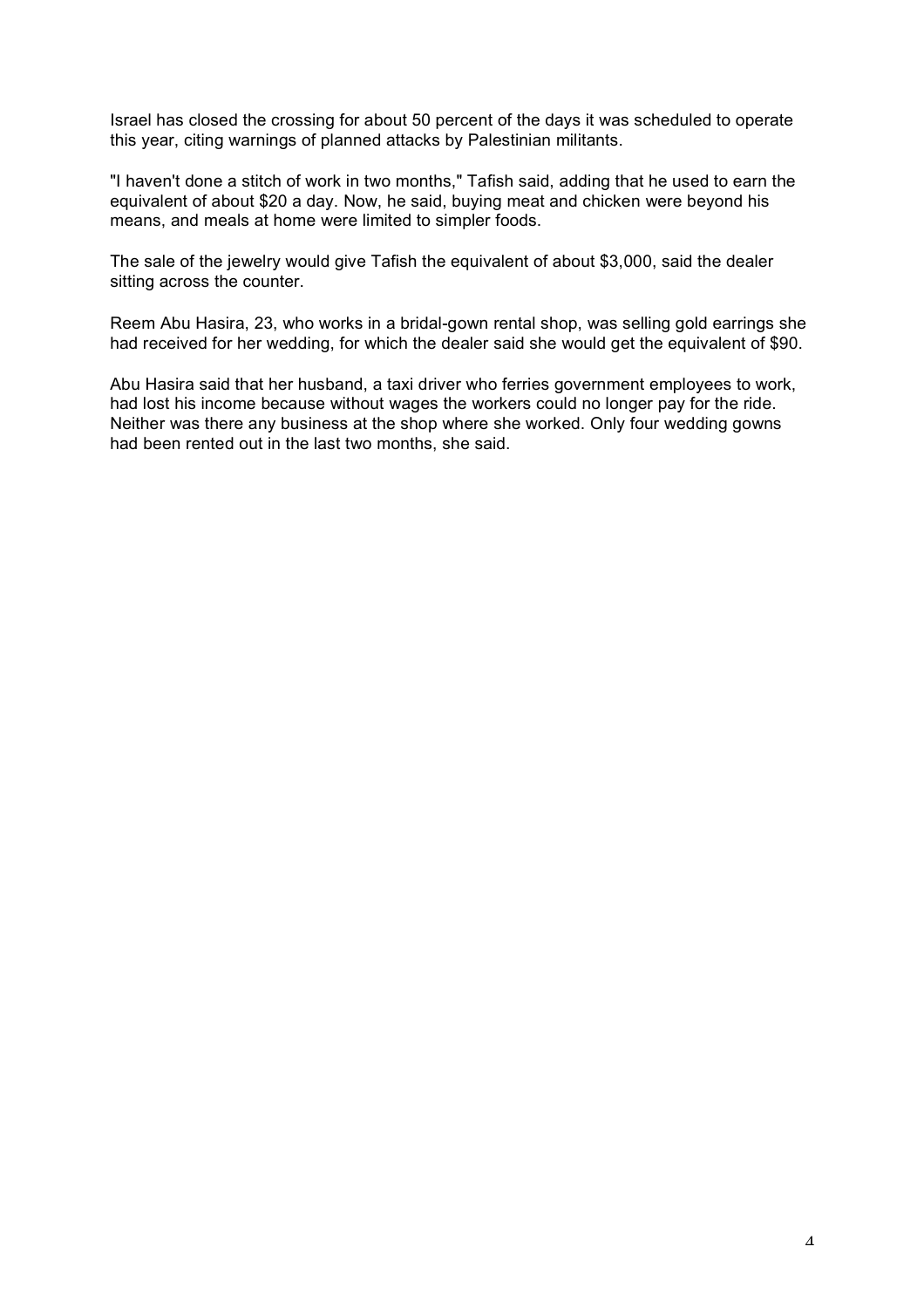Israel has closed the crossing for about 50 percent of the days it was scheduled to operate this year, citing warnings of planned attacks by Palestinian militants.

"I haven't done a stitch of work in two months," Tafish said, adding that he used to earn the equivalent of about $20 a day. Now, he said, buying meat and chicken were beyond his means, and meals at home were limited to simpler foods.

The sale of the jewelry would give Tafish the equivalent of about $3,000, said the dealer sitting across the counter.

Reem Abu Hasira, 23, who works in a bridal-gown rental shop, was selling gold earrings she had received for her wedding, for which the dealer said she would get the equivalent of $90.

Abu Hasira said that her husband, a taxi driver who ferries government employees to work, had lost his income because without wages the workers could no longer pay for the ride. Neither was there any business at the shop where she worked. Only four wedding gowns had been rented out in the last two months, she said.